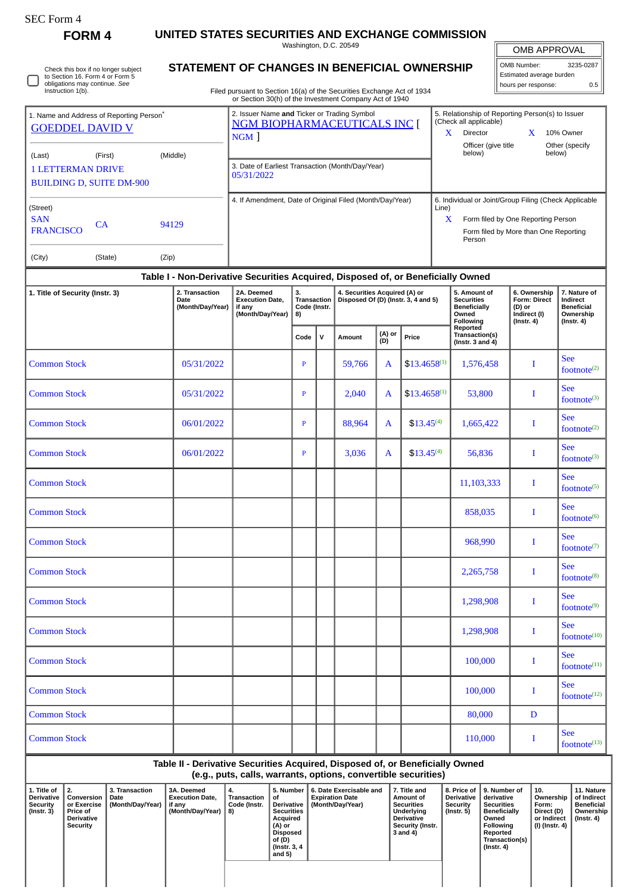SEC Form 4

**FORM 4**

# UNITED STATES SECURITIES AND EXCHANGE COMMISSION

Washington, D.C. 20549

## STATEMENT OF CHANGES IN BENEFICIAL OWNERSHIP

Filed pursuant to Section 16(a) of the Securities Exchange Act of 1934 or Section 30(h) of the Investment Company Act of 1940

| OMB APPROVAL | |
|---|---|
| OMB Number: | 3235-0287 |
| Estimated average burden | |
| hours per response: | 0.5 |

☐ Check this box if no longer subject to Section 16. Form 4 or Form 5 obligations may continue. *See* Instruction 1(b).

1. Name and Address of Reporting Person*
GOEDDEL DAVID V

(Last) (First) (Middle)
1 LETTERMAN DRIVE
BUILDING D, SUITE DM-900

(Street)
SAN FRANCISCO CA 94129

(City) (State) (Zip)

2. Issuer Name **and** Ticker or Trading Symbol
NGM BIOPHARMACEUTICALS INC [ NGM ]

3. Date of Earliest Transaction (Month/Day/Year)
05/31/2022

4. If Amendment, Date of Original Filed (Month/Day/Year)

5. Relationship of Reporting Person(s) to Issuer (Check all applicable)
X Director
X 10% Owner
Officer (give title below)
Other (specify below)

6. Individual or Joint/Group Filing (Check Applicable Line)
X Form filed by One Reporting Person
Form filed by More than One Reporting Person

### Table I - Non-Derivative Securities Acquired, Disposed of, or Beneficially Owned

| 1. Title of Security (Instr. 3) | 2. Transaction Date (Month/Day/Year) | 2A. Deemed Execution Date, if any (Month/Day/Year) | 3. Transaction Code (Instr. 8) | | 4. Securities Acquired (A) or Disposed Of (D) (Instr. 3, 4 and 5) | | | 5. Amount of Securities Beneficially Owned Following Reported Transaction(s) (Instr. 3 and 4) | 6. Ownership Form: Direct (D) or Indirect (I) (Instr. 4) | 7. Nature of Indirect Beneficial Ownership (Instr. 4) |
|---|---|---|---|---|---|---|---|---|---|---|
| | | | Code | V | Amount | (A) or (D) | Price | | | |
| Common Stock | 05/31/2022 | | P | | 59,766 | A | $13.4658[1] | 1,576,458 | I | See footnote[2] |
| Common Stock | 05/31/2022 | | P | | 2,040 | A | $13.4658[1] | 53,800 | I | See footnote[3] |
| Common Stock | 06/01/2022 | | P | | 88,964 | A | $13.45[4] | 1,665,422 | I | See footnote[2] |
| Common Stock | 06/01/2022 | | P | | 3,036 | A | $13.45[4] | 56,836 | I | See footnote[3] |
| Common Stock | | | | | | | | 11,103,333 | I | See footnote[5] |
| Common Stock | | | | | | | | 858,035 | I | See footnote[6] |
| Common Stock | | | | | | | | 968,990 | I | See footnote[7] |
| Common Stock | | | | | | | | 2,265,758 | I | See footnote[8] |
| Common Stock | | | | | | | | 1,298,908 | I | See footnote[9] |
| Common Stock | | | | | | | | 1,298,908 | I | See footnote[10] |
| Common Stock | | | | | | | | 100,000 | I | See footnote[11] |
| Common Stock | | | | | | | | 100,000 | I | See footnote[12] |
| Common Stock | | | | | | | | 80,000 | D | |
| Common Stock | | | | | | | | 110,000 | I | See footnote[13] |

### Table II - Derivative Securities Acquired, Disposed of, or Beneficially Owned (e.g., puts, calls, warrants, options, convertible securities)

| 1. Title of Derivative Security (Instr. 3) | 2. Conversion or Exercise Price of Derivative Security | 3. Transaction Date (Month/Day/Year) | 3A. Deemed Execution Date, if any (Month/Day/Year) | 4. Transaction Code (Instr. 8) | 5. Number of Derivative Securities Acquired (A) or Disposed of (D) (Instr. 3, 4 and 5) | 6. Date Exercisable and Expiration Date (Month/Day/Year) | 7. Title and Amount of Securities Underlying Derivative Security (Instr. 3 and 4) | 8. Price of Derivative Security (Instr. 5) | 9. Number of derivative Securities Beneficially Owned Following Reported Transaction(s) (Instr. 4) | 10. Ownership Form: Direct (D) or Indirect (I) (Instr. 4) | 11. Nature of Indirect Beneficial Ownership (Instr. 4) |
|---|---|---|---|---|---|---|---|---|---|---|---|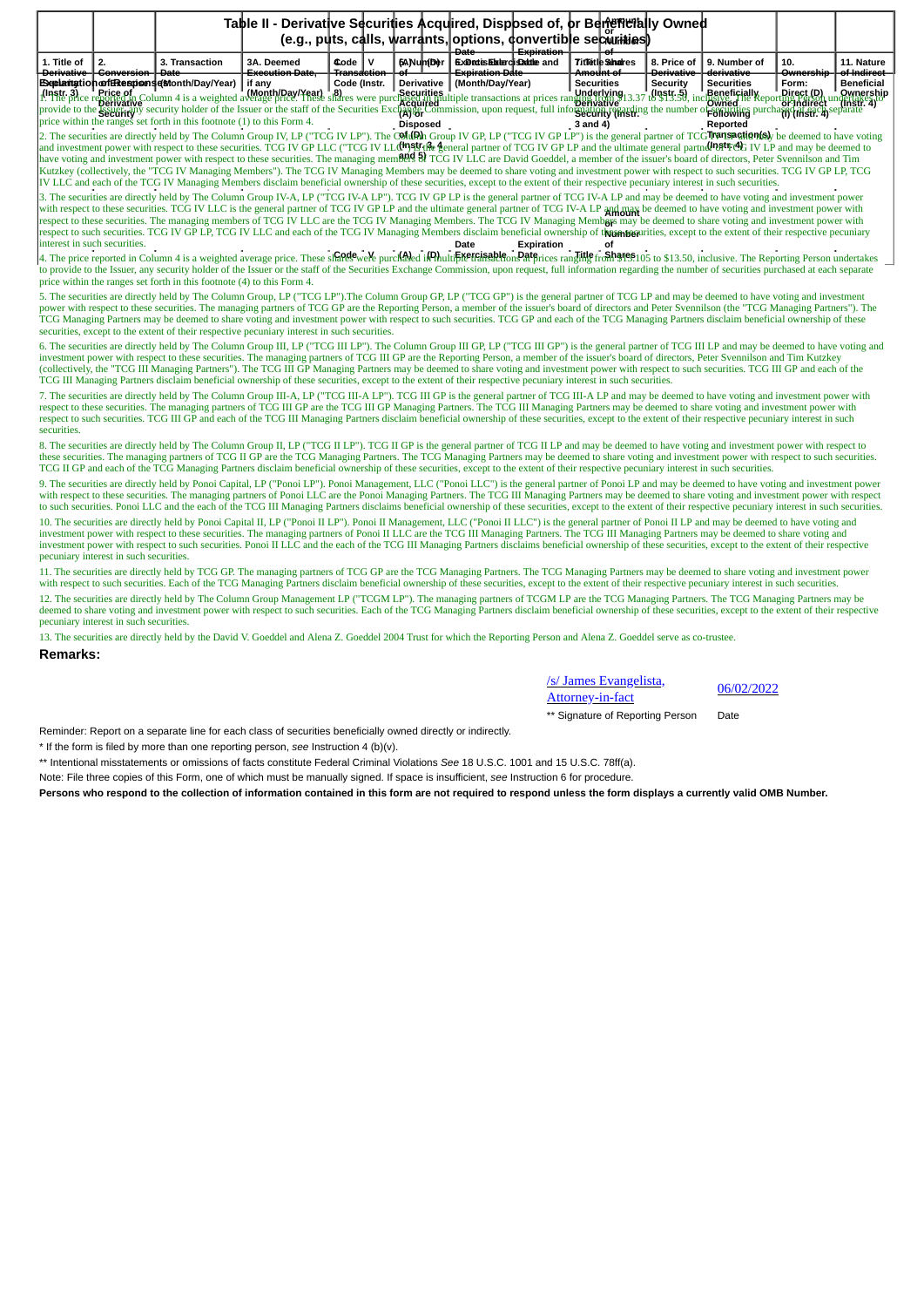## Table II - Derivative Securities Acquired, Disposed of, or Beneficially Owned
### (e.g., puts, calls, warrants, options, convertible securities)

| 1. Title of Derivative Security (Instr. 3) | 2. Conversion or Exercise Price of Derivative Security | 3. Transaction Date (Month/Day/Year) | 3A. Deemed Execution Date, if any (Month/Day/Year) | 4. Transaction Code (Instr. 8) | | 5. Number of Derivative Securities Acquired (A) or Disposed of (D) (Instr. 3, 4 and 5) | | 6. Date Exercisable and Expiration Date (Month/Day/Year) | | 7. Title and Amount of Securities Underlying Derivative Security (Instr. 3 and 4) | | 8. Price of Derivative Security (Instr. 5) | 9. Number of derivative Securities Beneficially Owned Following Reported Transaction(s) (Instr. 4) | 10. Ownership Form: Direct (D) or Indirect (I) (Instr. 4) | 11. Nature of Indirect Beneficial Ownership (Instr. 4) |
|---|---|---|---|---|---|---|---|---|---|---|---|---|---|---|---|
| | | | | Code | V | (A) | (D) | Date Exercisable | Expiration Date | Title | Amount or Number of Shares | | | | |

**Explanation of Responses:**

1. The price reported in Column 4 is a weighted average price. These shares were purchased in multiple transactions at prices ranging from $13.37 to $13.50, inclusive. The Reporting Person undertakes to provide to the Issuer, any security holder of the Issuer or the staff of the Securities Exchange Commission, upon request, full information regarding the number of securities purchased at each separate price within the ranges set forth in this footnote (1) to this Form 4.

2. The securities are directly held by The Column Group IV, LP ("TCG IV LP"). The Column Group IV GP, LP ("TCG IV GP LP") is the general partner of TCG IV LP and may be deemed to have voting and investment power with respect to these securities. TCG IV GP LLC ("TCG IV LLC") is the general partner of TCG IV GP LP and the ultimate general partner of TCG IV LP and may be deemed to have voting and investment power with respect to these securities. The managing members of TCG IV LLC are David Goeddel, a member of the issuer's board of directors, Peter Svennilson and Tim Kutzkey (collectively, the "TCG IV Managing Members"). The TCG IV Managing Members may be deemed to share voting and investment power with respect to such securities. TCG IV GP LP, TCG IV LLC and each of the TCG IV Managing Members disclaim beneficial ownership of these securities, except to the extent of their respective pecuniary interest in such securities.

3. The securities are directly held by The Column Group IV-A, LP ("TCG IV-A LP"). TCG IV GP LP is the general partner of TCG IV-A LP and may be deemed to have voting and investment power with respect to these securities. TCG IV LLC is the general partner of TCG IV GP LP and the ultimate general partner of TCG IV-A LP and may be deemed to have voting and investment power with respect to these securities. The managing members of TCG IV LLC are the TCG IV Managing Members. The TCG IV Managing Members may be deemed to share voting and investment power with respect to such securities. TCG IV GP LP, TCG IV LLC and each of the TCG IV Managing Members disclaim beneficial ownership of these securities, except to the extent of their respective pecuniary interest in such securities.

4. The price reported in Column 4 is a weighted average price. These shares were purchased in multiple transactions at prices ranging from $13.105 to $13.50, inclusive. The Reporting Person undertakes to provide to the Issuer, any security holder of the Issuer or the staff of the Securities Exchange Commission, upon request, full information regarding the number of securities purchased at each separate price within the ranges set forth in this footnote (4) to this Form 4.

5. The securities are directly held by The Column Group, LP ("TCG LP").The Column Group GP, LP ("TCG GP") is the general partner of TCG LP and may be deemed to have voting and investment power with respect to these securities. The managing partners of TCG GP are the Reporting Person, a member of the issuer's board of directors and Peter Svennilson (the "TCG Managing Partners"). The TCG Managing Partners may be deemed to share voting and investment power with respect to such securities. TCG GP and each of the TCG Managing Partners disclaim beneficial ownership of these securities, except to the extent of their respective pecuniary interest in such securities.

6. The securities are directly held by The Column Group III, LP ("TCG III LP"). The Column Group III GP, LP ("TCG III GP") is the general partner of TCG III LP and may be deemed to have voting and investment power with respect to these securities. The managing partners of TCG III GP are the Reporting Person, a member of the issuer's board of directors, Peter Svennilson and Tim Kutzkey (collectively, the "TCG III Managing Partners"). The TCG III GP Managing Partners may be deemed to share voting and investment power with respect to such securities. TCG III GP and each of the TCG III Managing Partners disclaim beneficial ownership of these securities, except to the extent of their respective pecuniary interest in such securities.

7. The securities are directly held by The Column Group III-A, LP ("TCG III-A LP"). TCG III GP is the general partner of TCG III-A LP and may be deemed to have voting and investment power with respect to these securities. The managing partners of TCG III GP are the TCG III GP Managing Partners. The TCG III Managing Partners may be deemed to share voting and investment power with respect to such securities. TCG III GP and each of the TCG III Managing Partners disclaim beneficial ownership of these securities, except to the extent of their respective pecuniary interest in such securities.

8. The securities are directly held by The Column Group II, LP ("TCG II LP"). TCG II GP is the general partner of TCG II LP and may be deemed to have voting and investment power with respect to these securities. The managing partners of TCG II GP are the TCG Managing Partners. The TCG Managing Partners may be deemed to share voting and investment power with respect to such securities. TCG II GP and each of the TCG Managing Partners disclaim beneficial ownership of these securities, except to the extent of their respective pecuniary interest in such securities.

9. The securities are directly held by Ponoi Capital, LP ("Ponoi LP"). Ponoi Management, LLC ("Ponoi LLC") is the general partner of Ponoi LP and may be deemed to have voting and investment power with respect to these securities. The managing partners of Ponoi LLC are the Ponoi Managing Partners. The TCG III Managing Partners may be deemed to share voting and investment power with respect to such securities. Ponoi LLC and the each of the TCG III Managing Partners disclaims beneficial ownership of these securities, except to the extent of their respective pecuniary interest in such securities.

10. The securities are directly held by Ponoi Capital II, LP ("Ponoi II LP"). Ponoi II Management, LLC ("Ponoi II LLC") is the general partner of Ponoi II LP and may be deemed to have voting and investment power with respect to these securities. The managing partners of Ponoi II LLC are the TCG III Managing Partners. The TCG III Managing Partners may be deemed to share voting and investment power with respect to such securities. Ponoi II LLC and the each of the TCG III Managing Partners disclaims beneficial ownership of these securities, except to the extent of their respective pecuniary interest in such securities.

11. The securities are directly held by TCG GP. The managing partners of TCG GP are the TCG Managing Partners. The TCG Managing Partners may be deemed to share voting and investment power with respect to such securities. Each of the TCG Managing Partners disclaim beneficial ownership of these securities, except to the extent of their respective pecuniary interest in such securities.

12. The securities are directly held by The Column Group Management LP ("TCGM LP"). The managing partners of TCGM LP are the TCG Managing Partners. The TCG Managing Partners may be deemed to share voting and investment power with respect to such securities. Each of the TCG Managing Partners disclaim beneficial ownership of these securities, except to the extent of their respective pecuniary interest in such securities.

13. The securities are directly held by the David V. Goeddel and Alena Z. Goeddel 2004 Trust for which the Reporting Person and Alena Z. Goeddel serve as co-trustee.

**Remarks:**

| | |
|---|---|
| /s/ James Evangelista, Attorney-in-fact | 06/02/2022 |
| ** Signature of Reporting Person | Date |

Reminder: Report on a separate line for each class of securities beneficially owned directly or indirectly.

* If the form is filed by more than one reporting person, *see* Instruction 4 (b)(v).

** Intentional misstatements or omissions of facts constitute Federal Criminal Violations *See* 18 U.S.C. 1001 and 15 U.S.C. 78ff(a).

Note: File three copies of this Form, one of which must be manually signed. If space is insufficient, *see* Instruction 6 for procedure.

**Persons who respond to the collection of information contained in this form are not required to respond unless the form displays a currently valid OMB Number.**